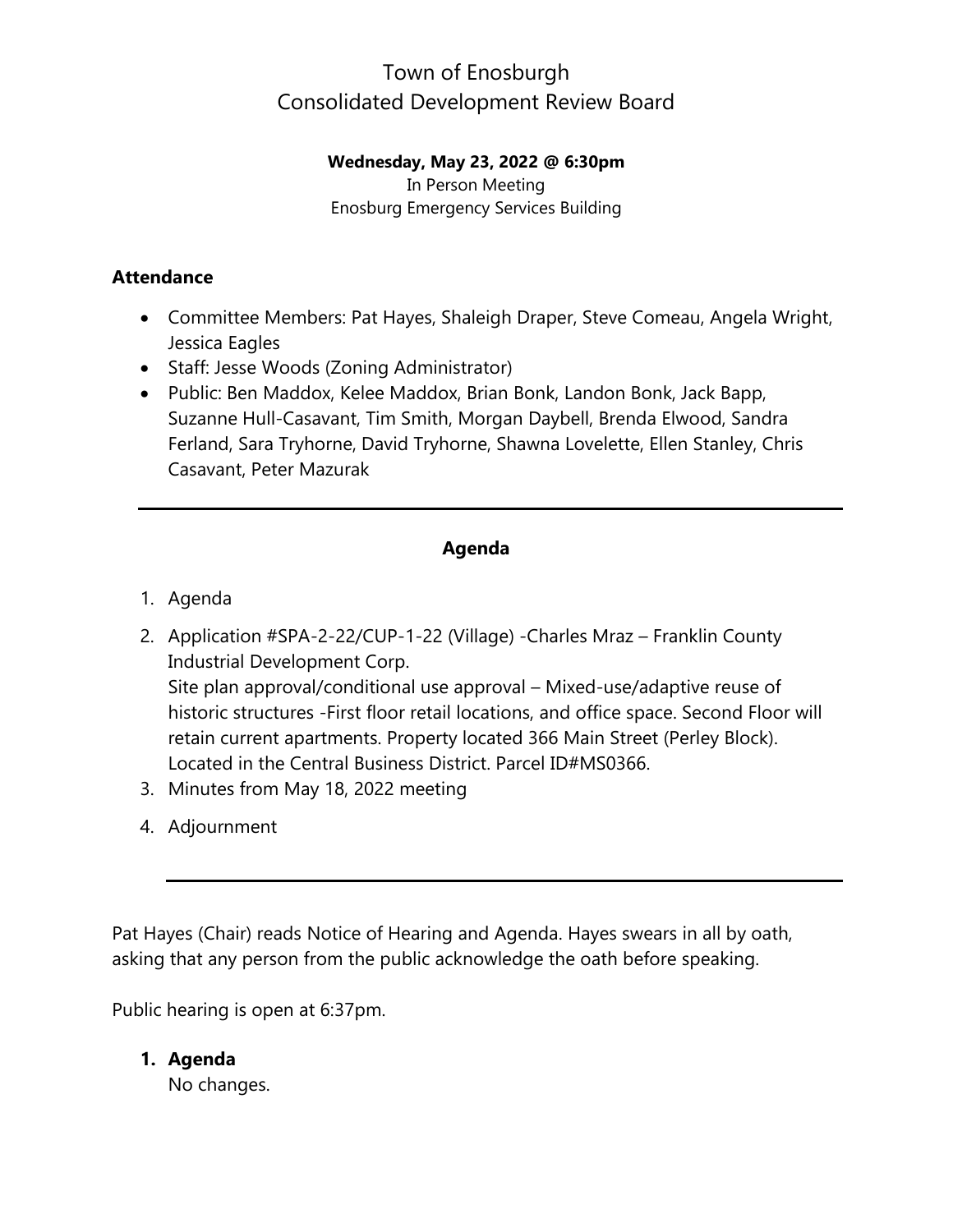# Town of Enosburgh
# Consolidated Development Review Board

**Wednesday, May 23, 2022 @ 6:30pm**
In Person Meeting
Enosburg Emergency Services Building

### Attendance

- Committee Members: Pat Hayes, Shaleigh Draper, Steve Comeau, Angela Wright, Jessica Eagles
- Staff: Jesse Woods (Zoning Administrator)
- Public: Ben Maddox, Kelee Maddox, Brian Bonk, Landon Bonk, Jack Bapp, Suzanne Hull-Casavant, Tim Smith, Morgan Daybell, Brenda Elwood, Sandra Ferland, Sara Tryhorne, David Tryhorne, Shawna Lovelette, Ellen Stanley, Chris Casavant, Peter Mazurak

---

### Agenda

1. Agenda
2. Application #SPA-2-22/CUP-1-22 (Village) -Charles Mraz – Franklin County Industrial Development Corp.
   Site plan approval/conditional use approval – Mixed-use/adaptive reuse of historic structures -First floor retail locations, and office space. Second Floor will retain current apartments. Property located 366 Main Street (Perley Block). Located in the Central Business District. Parcel ID#MS0366.
3. Minutes from May 18, 2022 meeting
4. Adjournment

---

Pat Hayes (Chair) reads Notice of Hearing and Agenda. Hayes swears in all by oath, asking that any person from the public acknowledge the oath before speaking.

Public hearing is open at 6:37pm.

1. **Agenda**
   No changes.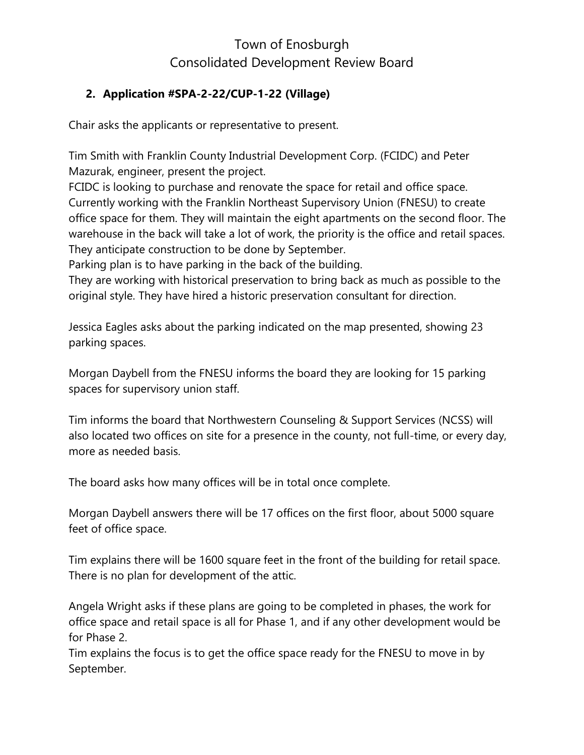# Town of Enosburgh
## Consolidated Development Review Board

### 2. Application #SPA-2-22/CUP-1-22 (Village)

Chair asks the applicants or representative to present.

Tim Smith with Franklin County Industrial Development Corp. (FCIDC) and Peter Mazurak, engineer, present the project.
FCIDC is looking to purchase and renovate the space for retail and office space. Currently working with the Franklin Northeast Supervisory Union (FNESU) to create office space for them. They will maintain the eight apartments on the second floor. The warehouse in the back will take a lot of work, the priority is the office and retail spaces. They anticipate construction to be done by September.
Parking plan is to have parking in the back of the building.
They are working with historical preservation to bring back as much as possible to the original style. They have hired a historic preservation consultant for direction.

Jessica Eagles asks about the parking indicated on the map presented, showing 23 parking spaces.

Morgan Daybell from the FNESU informs the board they are looking for 15 parking spaces for supervisory union staff.

Tim informs the board that Northwestern Counseling & Support Services (NCSS) will also located two offices on site for a presence in the county, not full-time, or every day, more as needed basis.

The board asks how many offices will be in total once complete.

Morgan Daybell answers there will be 17 offices on the first floor, about 5000 square feet of office space.

Tim explains there will be 1600 square feet in the front of the building for retail space. There is no plan for development of the attic.

Angela Wright asks if these plans are going to be completed in phases, the work for office space and retail space is all for Phase 1, and if any other development would be for Phase 2.
Tim explains the focus is to get the office space ready for the FNESU to move in by September.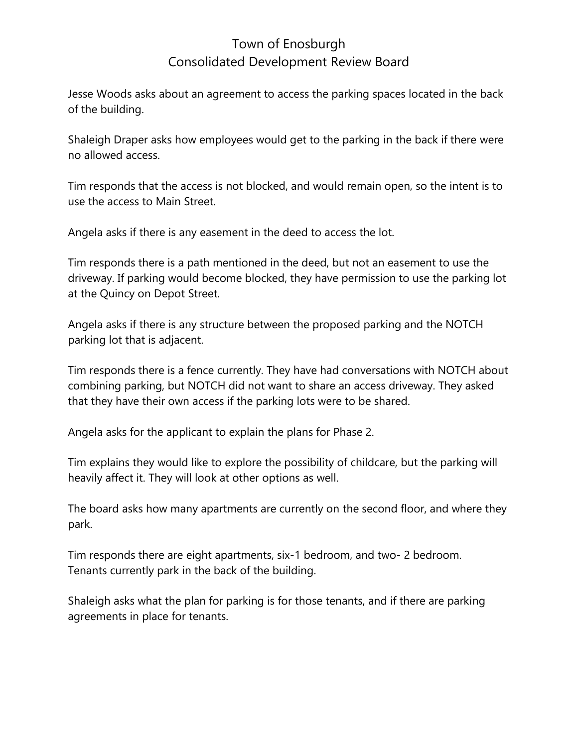Jesse Woods asks about an agreement to access the parking spaces located in the back of the building.

Shaleigh Draper asks how employees would get to the parking in the back if there were no allowed access.

Tim responds that the access is not blocked, and would remain open, so the intent is to use the access to Main Street.

Angela asks if there is any easement in the deed to access the lot.

Tim responds there is a path mentioned in the deed, but not an easement to use the driveway. If parking would become blocked, they have permission to use the parking lot at the Quincy on Depot Street.

Angela asks if there is any structure between the proposed parking and the NOTCH parking lot that is adjacent.

Tim responds there is a fence currently. They have had conversations with NOTCH about combining parking, but NOTCH did not want to share an access driveway. They asked that they have their own access if the parking lots were to be shared.

Angela asks for the applicant to explain the plans for Phase 2.

Tim explains they would like to explore the possibility of childcare, but the parking will heavily affect it. They will look at other options as well.

The board asks how many apartments are currently on the second floor, and where they park.

Tim responds there are eight apartments, six-1 bedroom, and two- 2 bedroom. Tenants currently park in the back of the building.

Shaleigh asks what the plan for parking is for those tenants, and if there are parking agreements in place for tenants.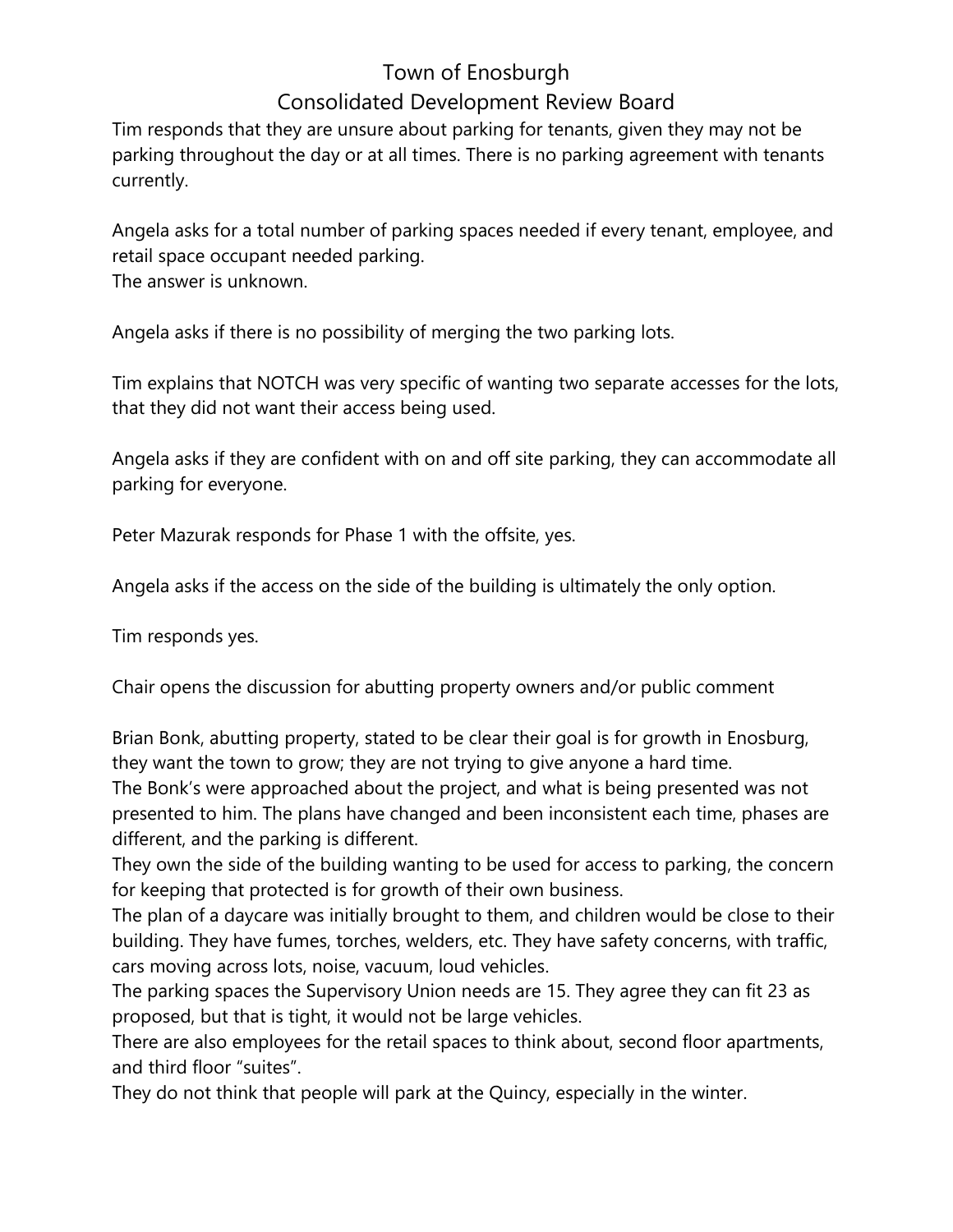Tim responds that they are unsure about parking for tenants, given they may not be parking throughout the day or at all times. There is no parking agreement with tenants currently.

Angela asks for a total number of parking spaces needed if every tenant, employee, and retail space occupant needed parking.
The answer is unknown.

Angela asks if there is no possibility of merging the two parking lots.

Tim explains that NOTCH was very specific of wanting two separate accesses for the lots, that they did not want their access being used.

Angela asks if they are confident with on and off site parking, they can accommodate all parking for everyone.

Peter Mazurak responds for Phase 1 with the offsite, yes.

Angela asks if the access on the side of the building is ultimately the only option.

Tim responds yes.

Chair opens the discussion for abutting property owners and/or public comment

Brian Bonk, abutting property, stated to be clear their goal is for growth in Enosburg, they want the town to grow; they are not trying to give anyone a hard time.
The Bonk's were approached about the project, and what is being presented was not presented to him. The plans have changed and been inconsistent each time, phases are different, and the parking is different.
They own the side of the building wanting to be used for access to parking, the concern for keeping that protected is for growth of their own business.
The plan of a daycare was initially brought to them, and children would be close to their building. They have fumes, torches, welders, etc. They have safety concerns, with traffic, cars moving across lots, noise, vacuum, loud vehicles.
The parking spaces the Supervisory Union needs are 15. They agree they can fit 23 as proposed, but that is tight, it would not be large vehicles.
There are also employees for the retail spaces to think about, second floor apartments, and third floor "suites".
They do not think that people will park at the Quincy, especially in the winter.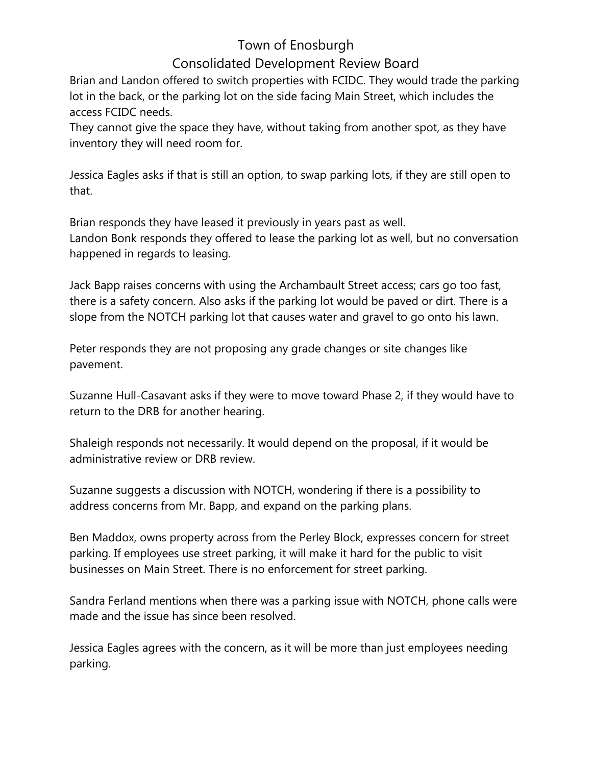Brian and Landon offered to switch properties with FCIDC. They would trade the parking lot in the back, or the parking lot on the side facing Main Street, which includes the access FCIDC needs.
They cannot give the space they have, without taking from another spot, as they have inventory they will need room for.

Jessica Eagles asks if that is still an option, to swap parking lots, if they are still open to that.

Brian responds they have leased it previously in years past as well.
Landon Bonk responds they offered to lease the parking lot as well, but no conversation happened in regards to leasing.

Jack Bapp raises concerns with using the Archambault Street access; cars go too fast, there is a safety concern. Also asks if the parking lot would be paved or dirt. There is a slope from the NOTCH parking lot that causes water and gravel to go onto his lawn.

Peter responds they are not proposing any grade changes or site changes like pavement.

Suzanne Hull-Casavant asks if they were to move toward Phase 2, if they would have to return to the DRB for another hearing.

Shaleigh responds not necessarily. It would depend on the proposal, if it would be administrative review or DRB review.

Suzanne suggests a discussion with NOTCH, wondering if there is a possibility to address concerns from Mr. Bapp, and expand on the parking plans.

Ben Maddox, owns property across from the Perley Block, expresses concern for street parking. If employees use street parking, it will make it hard for the public to visit businesses on Main Street. There is no enforcement for street parking.

Sandra Ferland mentions when there was a parking issue with NOTCH, phone calls were made and the issue has since been resolved.

Jessica Eagles agrees with the concern, as it will be more than just employees needing parking.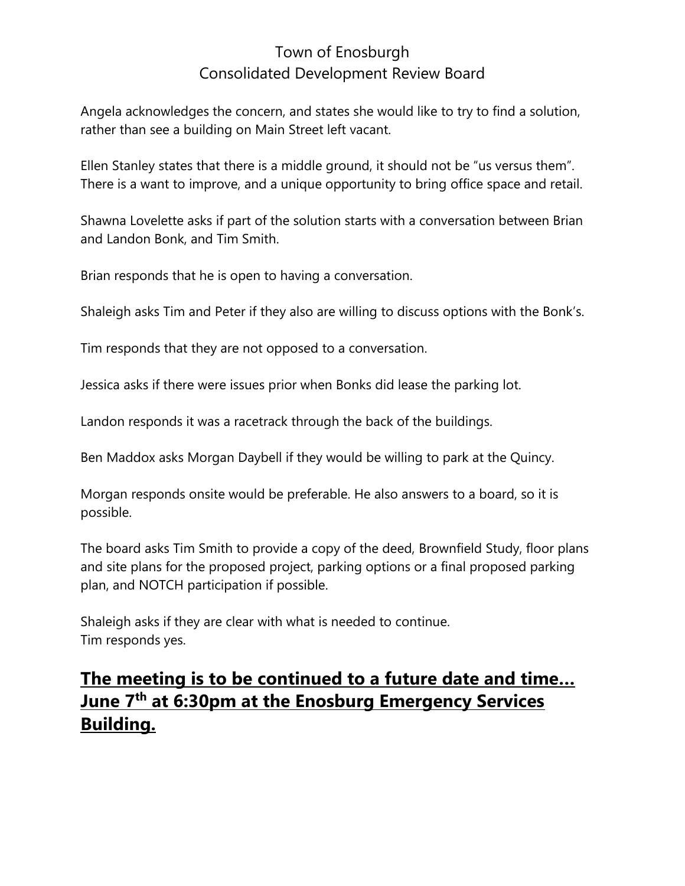Town of Enosburgh
Consolidated Development Review Board

Angela acknowledges the concern, and states she would like to try to find a solution, rather than see a building on Main Street left vacant.

Ellen Stanley states that there is a middle ground, it should not be "us versus them". There is a want to improve, and a unique opportunity to bring office space and retail.

Shawna Lovelette asks if part of the solution starts with a conversation between Brian and Landon Bonk, and Tim Smith.

Brian responds that he is open to having a conversation.

Shaleigh asks Tim and Peter if they also are willing to discuss options with the Bonk's.

Tim responds that they are not opposed to a conversation.

Jessica asks if there were issues prior when Bonks did lease the parking lot.

Landon responds it was a racetrack through the back of the buildings.

Ben Maddox asks Morgan Daybell if they would be willing to park at the Quincy.

Morgan responds onsite would be preferable. He also answers to a board, so it is possible.

The board asks Tim Smith to provide a copy of the deed, Brownfield Study, floor plans and site plans for the proposed project, parking options or a final proposed parking plan, and NOTCH participation if possible.

Shaleigh asks if they are clear with what is needed to continue.
Tim responds yes.

## **The meeting is to be continued to a future date and time… June 7th at 6:30pm at the Enosburg Emergency Services Building.**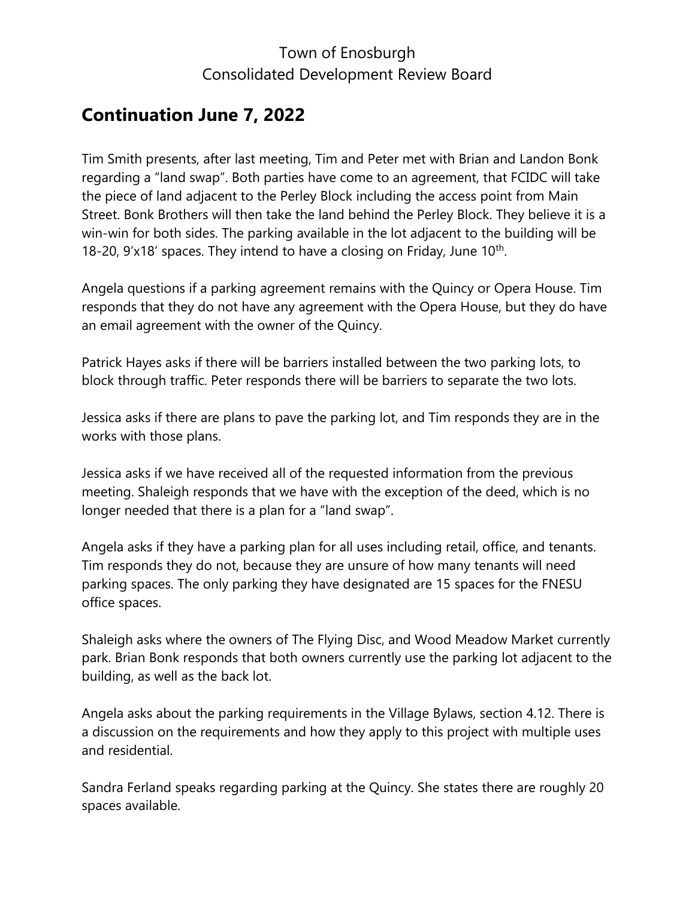Town of Enosburgh
Consolidated Development Review Board

## Continuation June 7, 2022

Tim Smith presents, after last meeting, Tim and Peter met with Brian and Landon Bonk regarding a "land swap". Both parties have come to an agreement, that FCIDC will take the piece of land adjacent to the Perley Block including the access point from Main Street. Bonk Brothers will then take the land behind the Perley Block. They believe it is a win-win for both sides. The parking available in the lot adjacent to the building will be 18-20, 9'x18' spaces. They intend to have a closing on Friday, June 10th.

Angela questions if a parking agreement remains with the Quincy or Opera House. Tim responds that they do not have any agreement with the Opera House, but they do have an email agreement with the owner of the Quincy.

Patrick Hayes asks if there will be barriers installed between the two parking lots, to block through traffic. Peter responds there will be barriers to separate the two lots.

Jessica asks if there are plans to pave the parking lot, and Tim responds they are in the works with those plans.

Jessica asks if we have received all of the requested information from the previous meeting. Shaleigh responds that we have with the exception of the deed, which is no longer needed that there is a plan for a "land swap".

Angela asks if they have a parking plan for all uses including retail, office, and tenants. Tim responds they do not, because they are unsure of how many tenants will need parking spaces. The only parking they have designated are 15 spaces for the FNESU office spaces.

Shaleigh asks where the owners of The Flying Disc, and Wood Meadow Market currently park. Brian Bonk responds that both owners currently use the parking lot adjacent to the building, as well as the back lot.

Angela asks about the parking requirements in the Village Bylaws, section 4.12. There is a discussion on the requirements and how they apply to this project with multiple uses and residential.

Sandra Ferland speaks regarding parking at the Quincy. She states there are roughly 20 spaces available.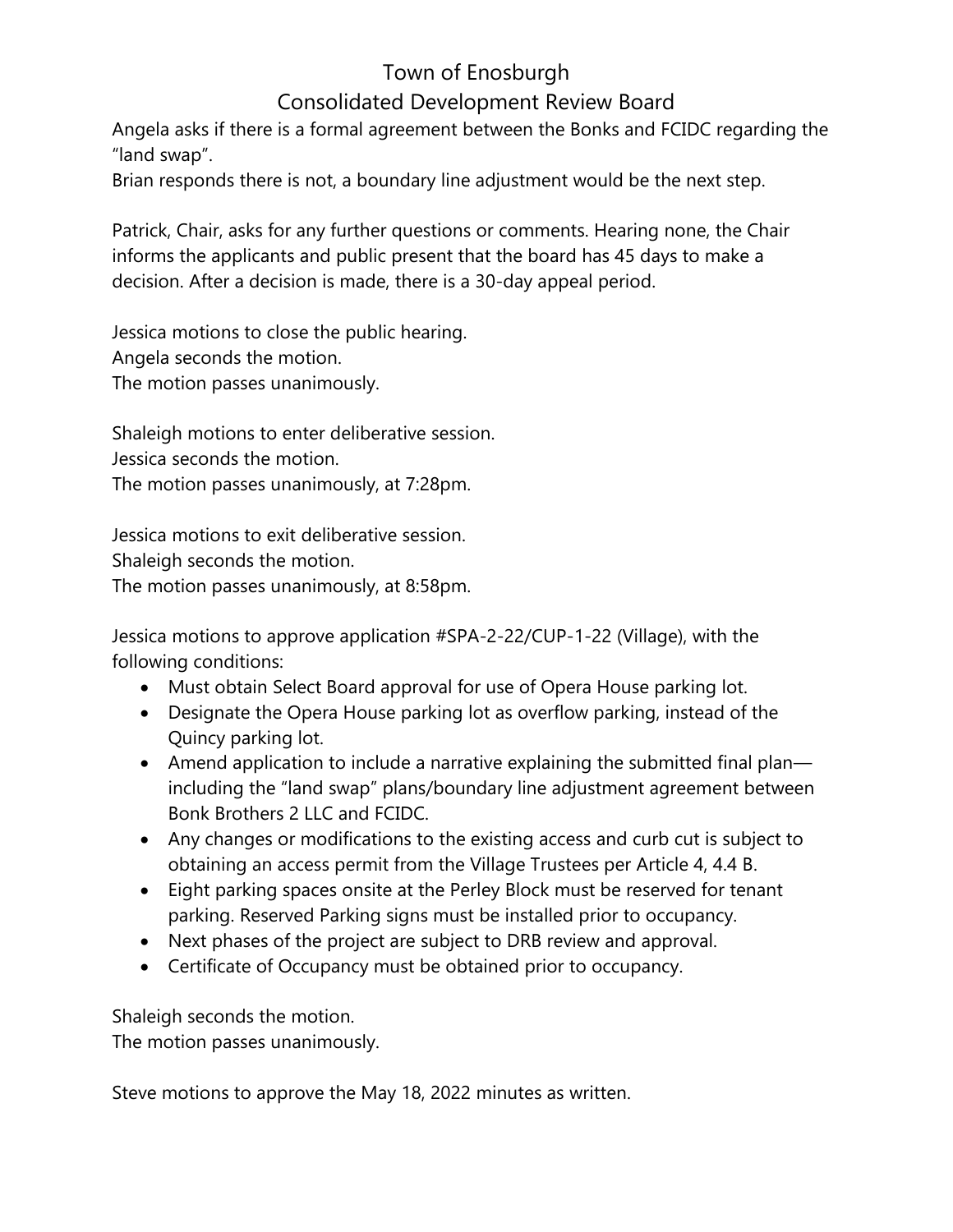Angela asks if there is a formal agreement between the Bonks and FCIDC regarding the "land swap".

Brian responds there is not, a boundary line adjustment would be the next step.

Patrick, Chair, asks for any further questions or comments. Hearing none, the Chair informs the applicants and public present that the board has 45 days to make a decision. After a decision is made, there is a 30-day appeal period.

Jessica motions to close the public hearing.
Angela seconds the motion.
The motion passes unanimously.

Shaleigh motions to enter deliberative session.
Jessica seconds the motion.
The motion passes unanimously, at 7:28pm.

Jessica motions to exit deliberative session.
Shaleigh seconds the motion.
The motion passes unanimously, at 8:58pm.

Jessica motions to approve application #SPA-2-22/CUP-1-22 (Village), with the following conditions:

- Must obtain Select Board approval for use of Opera House parking lot.
- Designate the Opera House parking lot as overflow parking, instead of the Quincy parking lot.
- Amend application to include a narrative explaining the submitted final plan—including the "land swap" plans/boundary line adjustment agreement between Bonk Brothers 2 LLC and FCIDC.
- Any changes or modifications to the existing access and curb cut is subject to obtaining an access permit from the Village Trustees per Article 4, 4.4 B.
- Eight parking spaces onsite at the Perley Block must be reserved for tenant parking. Reserved Parking signs must be installed prior to occupancy.
- Next phases of the project are subject to DRB review and approval.
- Certificate of Occupancy must be obtained prior to occupancy.

Shaleigh seconds the motion.
The motion passes unanimously.

Steve motions to approve the May 18, 2022 minutes as written.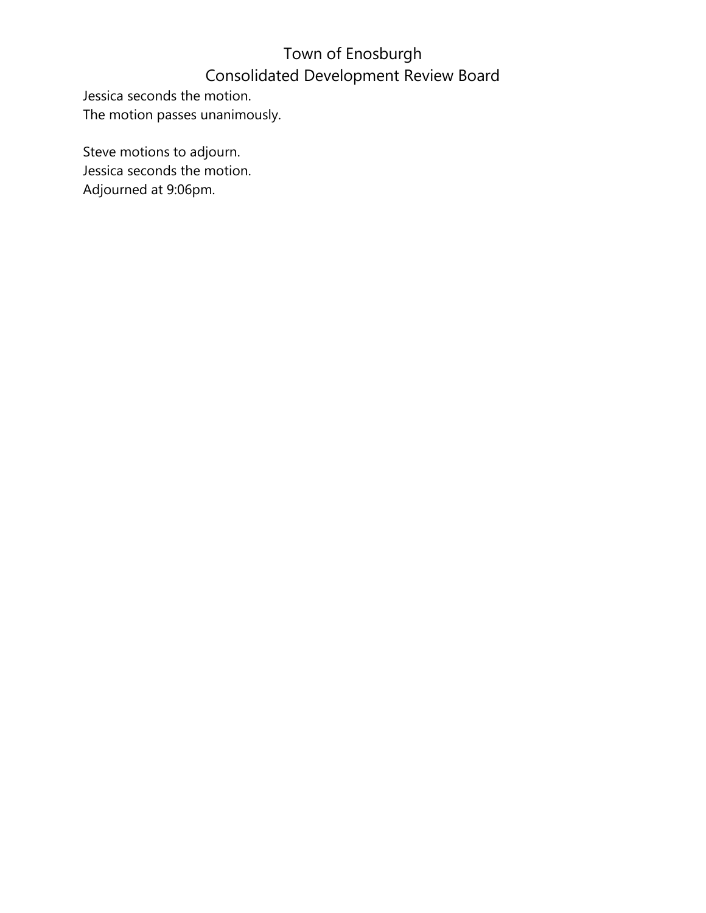Jessica seconds the motion.
The motion passes unanimously.

Steve motions to adjourn.
Jessica seconds the motion.
Adjourned at 9:06pm.